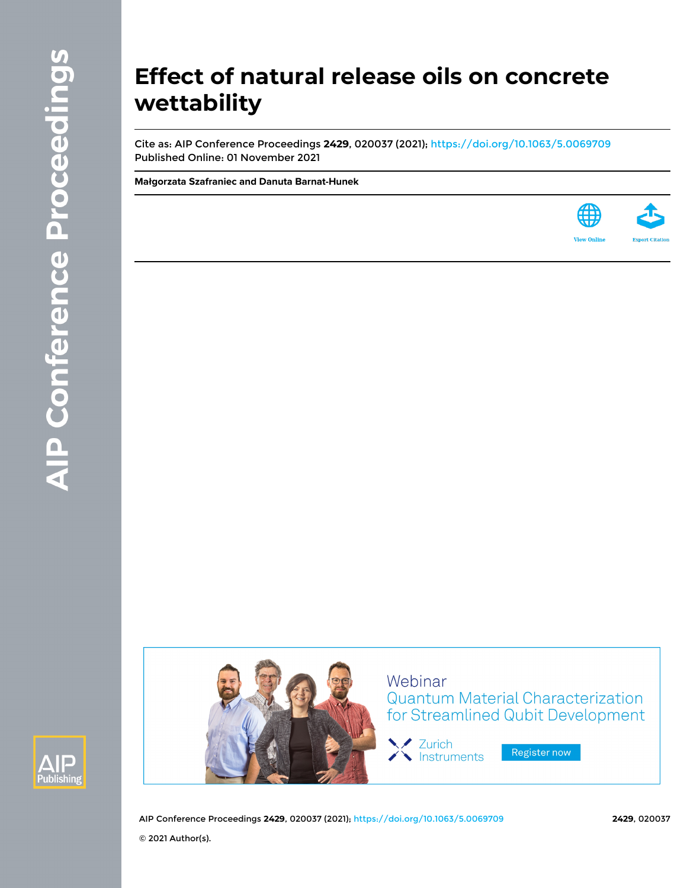# Effect of natural release oils on concrete wettability

Cite as: AIP Conference Proceedings **2429**, 020037 (2021); https://doi.org/10.1063/5.0069709
Published Online: 01 November 2021

**Małgorzata Szafraniec and Danuta Barnat-Hunek**

© 2021 Author(s).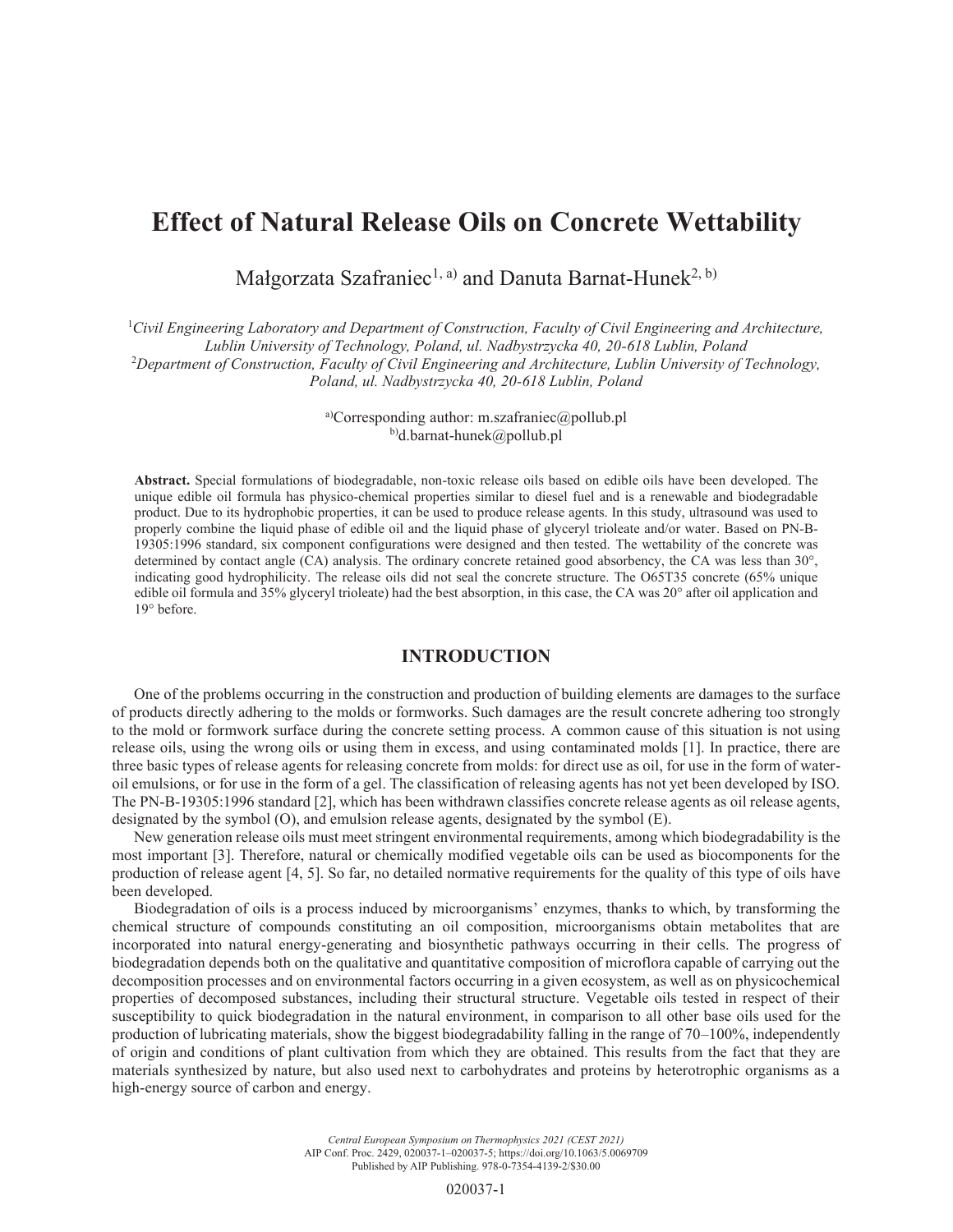# Effect of Natural Release Oils on Concrete Wettability

Małgorzata Szafraniec[1, a)] and Danuta Barnat-Hunek[2, b)]

[1]*Civil Engineering Laboratory and Department of Construction, Faculty of Civil Engineering and Architecture, Lublin University of Technology, Poland, ul. Nadbystrzycka 40, 20-618 Lublin, Poland*
[2]*Department of Construction, Faculty of Civil Engineering and Architecture, Lublin University of Technology, Poland, ul. Nadbystrzycka 40, 20-618 Lublin, Poland*

[a)]Corresponding author: m.szafraniec@pollub.pl
[b)]d.barnat-hunek@pollub.pl

**Abstract.** Special formulations of biodegradable, non-toxic release oils based on edible oils have been developed. The unique edible oil formula has physico-chemical properties similar to diesel fuel and is a renewable and biodegradable product. Due to its hydrophobic properties, it can be used to produce release agents. In this study, ultrasound was used to properly combine the liquid phase of edible oil and the liquid phase of glyceryl trioleate and/or water. Based on PN-B-19305:1996 standard, six component configurations were designed and then tested. The wettability of the concrete was determined by contact angle (CA) analysis. The ordinary concrete retained good absorbency, the CA was less than 30°, indicating good hydrophilicity. The release oils did not seal the concrete structure. The O65T35 concrete (65% unique edible oil formula and 35% glyceryl trioleate) had the best absorption, in this case, the CA was 20° after oil application and 19° before.

## INTRODUCTION

One of the problems occurring in the construction and production of building elements are damages to the surface of products directly adhering to the molds or formworks. Such damages are the result concrete adhering too strongly to the mold or formwork surface during the concrete setting process. A common cause of this situation is not using release oils, using the wrong oils or using them in excess, and using contaminated molds [1]. In practice, there are three basic types of release agents for releasing concrete from molds: for direct use as oil, for use in the form of water-oil emulsions, or for use in the form of a gel. The classification of releasing agents has not yet been developed by ISO. The PN-B-19305:1996 standard [2], which has been withdrawn classifies concrete release agents as oil release agents, designated by the symbol (O), and emulsion release agents, designated by the symbol (E).

New generation release oils must meet stringent environmental requirements, among which biodegradability is the most important [3]. Therefore, natural or chemically modified vegetable oils can be used as biocomponents for the production of release agent [4, 5]. So far, no detailed normative requirements for the quality of this type of oils have been developed.

Biodegradation of oils is a process induced by microorganisms' enzymes, thanks to which, by transforming the chemical structure of compounds constituting an oil composition, microorganisms obtain metabolites that are incorporated into natural energy-generating and biosynthetic pathways occurring in their cells. The progress of biodegradation depends both on the qualitative and quantitative composition of microflora capable of carrying out the decomposition processes and on environmental factors occurring in a given ecosystem, as well as on physicochemical properties of decomposed substances, including their structural structure. Vegetable oils tested in respect of their susceptibility to quick biodegradation in the natural environment, in comparison to all other base oils used for the production of lubricating materials, show the biggest biodegradability falling in the range of 70–100%, independently of origin and conditions of plant cultivation from which they are obtained. This results from the fact that they are materials synthesized by nature, but also used next to carbohydrates and proteins by heterotrophic organisms as a high-energy source of carbon and energy.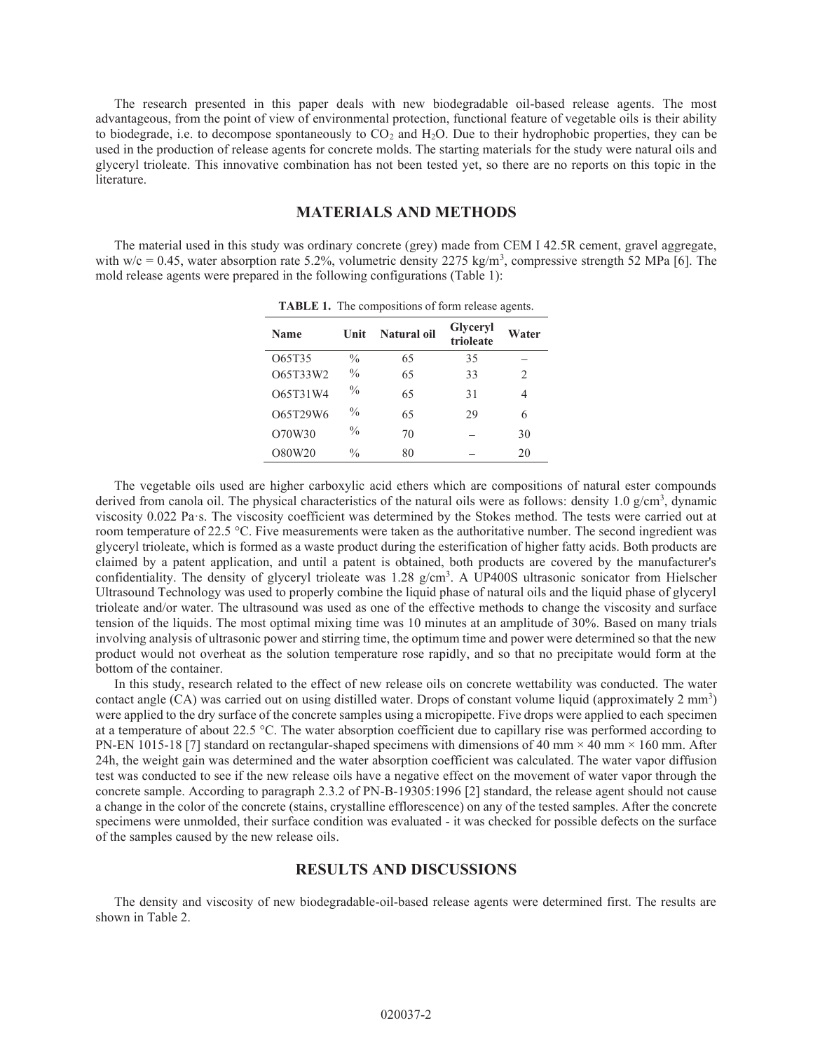The research presented in this paper deals with new biodegradable oil-based release agents. The most advantageous, from the point of view of environmental protection, functional feature of vegetable oils is their ability to biodegrade, i.e. to decompose spontaneously to $CO_2$ and $H_2O$. Due to their hydrophobic properties, they can be used in the production of release agents for concrete molds. The starting materials for the study were natural oils and glyceryl trioleate. This innovative combination has not been tested yet, so there are no reports on this topic in the literature.

## MATERIALS AND METHODS

The material used in this study was ordinary concrete (grey) made from CEM I 42.5R cement, gravel aggregate, with w/c = 0.45, water absorption rate 5.2%, volumetric density 2275 kg/m$^3$, compressive strength 52 MPa [6]. The mold release agents were prepared in the following configurations (Table 1):

**TABLE 1.** The compositions of form release agents.

| Name | Unit | Natural oil | Glyceryl trioleate | Water |
|---|---|---|---|---|
| O65T35 | % | 65 | 35 | – |
| O65T33W2 | % | 65 | 33 | 2 |
| O65T31W4 | % | 65 | 31 | 4 |
| O65T29W6 | % | 65 | 29 | 6 |
| O70W30 | % | 70 | – | 30 |
| O80W20 | % | 80 | – | 20 |

The vegetable oils used are higher carboxylic acid ethers which are compositions of natural ester compounds derived from canola oil. The physical characteristics of the natural oils were as follows: density 1.0 g/cm$^3$, dynamic viscosity 0.022 Pa·s. The viscosity coefficient was determined by the Stokes method. The tests were carried out at room temperature of 22.5 °C. Five measurements were taken as the authoritative number. The second ingredient was glyceryl trioleate, which is formed as a waste product during the esterification of higher fatty acids. Both products are claimed by a patent application, and until a patent is obtained, both products are covered by the manufacturer's confidentiality. The density of glyceryl trioleate was 1.28 g/cm$^3$. A UP400S ultrasonic sonicator from Hielscher Ultrasound Technology was used to properly combine the liquid phase of natural oils and the liquid phase of glyceryl trioleate and/or water. The ultrasound was used as one of the effective methods to change the viscosity and surface tension of the liquids. The most optimal mixing time was 10 minutes at an amplitude of 30%. Based on many trials involving analysis of ultrasonic power and stirring time, the optimum time and power were determined so that the new product would not overheat as the solution temperature rose rapidly, and so that no precipitate would form at the bottom of the container.

In this study, research related to the effect of new release oils on concrete wettability was conducted. The water contact angle (CA) was carried out on using distilled water. Drops of constant volume liquid (approximately 2 mm$^3$) were applied to the dry surface of the concrete samples using a micropipette. Five drops were applied to each specimen at a temperature of about 22.5 °C. The water absorption coefficient due to capillary rise was performed according to PN-EN 1015-18 [7] standard on rectangular-shaped specimens with dimensions of 40 mm × 40 mm × 160 mm. After 24h, the weight gain was determined and the water absorption coefficient was calculated. The water vapor diffusion test was conducted to see if the new release oils have a negative effect on the movement of water vapor through the concrete sample. According to paragraph 2.3.2 of PN-B-19305:1996 [2] standard, the release agent should not cause a change in the color of the concrete (stains, crystalline efflorescence) on any of the tested samples. After the concrete specimens were unmolded, their surface condition was evaluated - it was checked for possible defects on the surface of the samples caused by the new release oils.

## RESULTS AND DISCUSSIONS

The density and viscosity of new biodegradable-oil-based release agents were determined first. The results are shown in Table 2.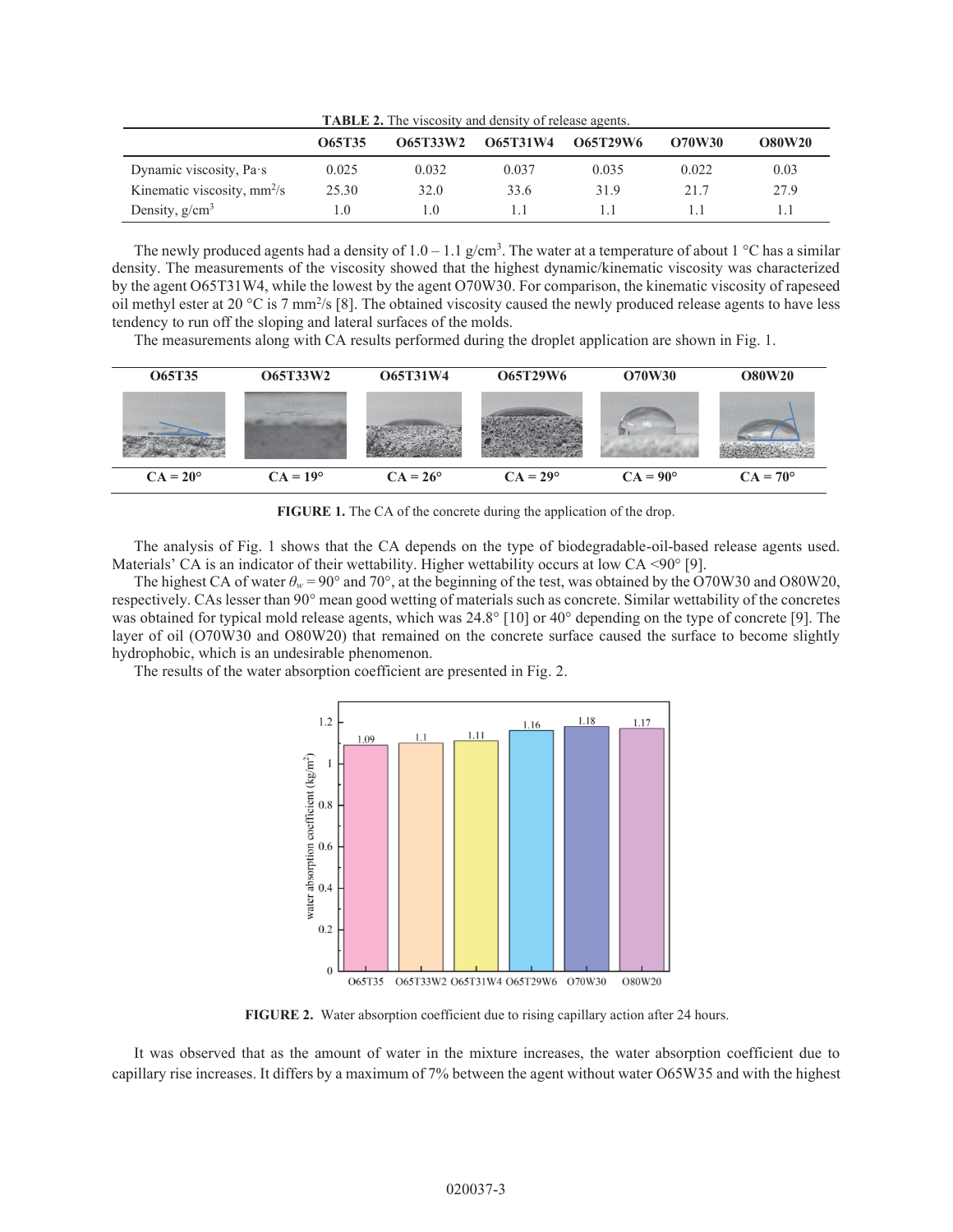**TABLE 2.** The viscosity and density of release agents.

| | O65T35 | O65T33W2 | O65T31W4 | O65T29W6 | O70W30 | O80W20 |
|---|---|---|---|---|---|---|
| Dynamic viscosity, Pa·s | 0.025 | 0.032 | 0.037 | 0.035 | 0.022 | 0.03 |
| Kinematic viscosity, $mm^2/s$ | 25.30 | 32.0 | 33.6 | 31.9 | 21.7 | 27.9 |
| Density, $g/cm^3$ | 1.0 | 1.0 | 1.1 | 1.1 | 1.1 | 1.1 |

The newly produced agents had a density of 1.0 – 1.1 $g/cm^3$. The water at a temperature of about 1 °C has a similar density. The measurements of the viscosity showed that the highest dynamic/kinematic viscosity was characterized by the agent O65T31W4, while the lowest by the agent O70W30. For comparison, the kinematic viscosity of rapeseed oil methyl ester at 20 °C is 7 $mm^2/s$ [8]. The obtained viscosity caused the newly produced release agents to have less tendency to run off the sloping and lateral surfaces of the molds.

The measurements along with CA results performed during the droplet application are shown in Fig. 1.

| O65T35 | O65T33W2 | O65T31W4 | O65T29W6 | O70W30 | O80W20 |
|---|---|---|---|---|---|
| CA = 20° | CA = 19° | CA = 26° | CA = 29° | CA = 90° | CA = 70° |

**FIGURE 1.** The CA of the concrete during the application of the drop.

The analysis of Fig. 1 shows that the CA depends on the type of biodegradable-oil-based release agents used. Materials' CA is an indicator of their wettability. Higher wettability occurs at low CA <90° [9].

The highest CA of water $\theta_w$ = 90° and 70°, at the beginning of the test, was obtained by the O70W30 and O80W20, respectively. CAs lesser than 90° mean good wetting of materials such as concrete. Similar wettability of the concretes was obtained for typical mold release agents, which was 24.8° [10] or 40° depending on the type of concrete [9]. The layer of oil (O70W30 and O80W20) that remained on the concrete surface caused the surface to become slightly hydrophobic, which is an undesirable phenomenon.

The results of the water absorption coefficient are presented in Fig. 2.

**FIGURE 2.** Water absorption coefficient due to rising capillary action after 24 hours.

It was observed that as the amount of water in the mixture increases, the water absorption coefficient due to capillary rise increases. It differs by a maximum of 7% between the agent without water O65W35 and with the highest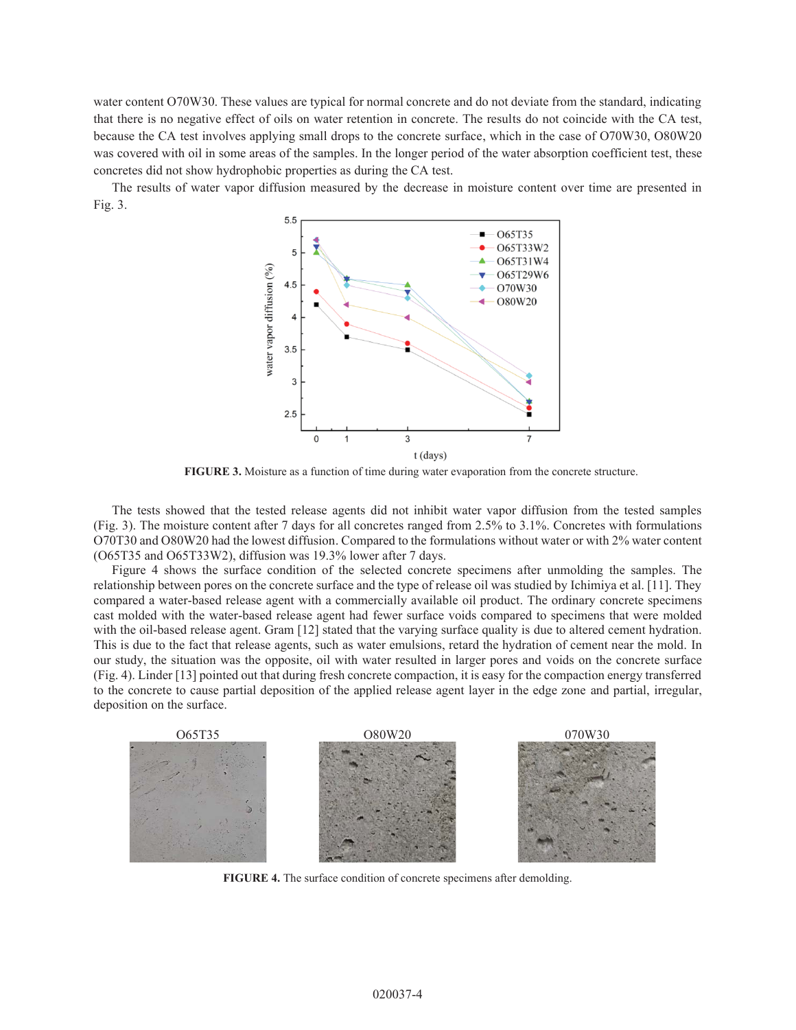water content O70W30. These values are typical for normal concrete and do not deviate from the standard, indicating that there is no negative effect of oils on water retention in concrete. The results do not coincide with the CA test, because the CA test involves applying small drops to the concrete surface, which in the case of O70W30, O80W20 was covered with oil in some areas of the samples. In the longer period of the water absorption coefficient test, these concretes did not show hydrophobic properties as during the CA test.

The results of water vapor diffusion measured by the decrease in moisture content over time are presented in Fig. 3.

**FIGURE 3.** Moisture as a function of time during water evaporation from the concrete structure.

The tests showed that the tested release agents did not inhibit water vapor diffusion from the tested samples (Fig. 3). The moisture content after 7 days for all concretes ranged from 2.5% to 3.1%. Concretes with formulations O70T30 and O80W20 had the lowest diffusion. Compared to the formulations without water or with 2% water content (O65T35 and O65T33W2), diffusion was 19.3% lower after 7 days.

Figure 4 shows the surface condition of the selected concrete specimens after unmolding the samples. The relationship between pores on the concrete surface and the type of release oil was studied by Ichimiya et al. [11]. They compared a water-based release agent with a commercially available oil product. The ordinary concrete specimens cast molded with the water-based release agent had fewer surface voids compared to specimens that were molded with the oil-based release agent. Gram [12] stated that the varying surface quality is due to altered cement hydration. This is due to the fact that release agents, such as water emulsions, retard the hydration of cement near the mold. In our study, the situation was the opposite, oil with water resulted in larger pores and voids on the concrete surface (Fig. 4). Linder [13] pointed out that during fresh concrete compaction, it is easy for the compaction energy transferred to the concrete to cause partial deposition of the applied release agent layer in the edge zone and partial, irregular, deposition on the surface.

**FIGURE 4.** The surface condition of concrete specimens after demolding.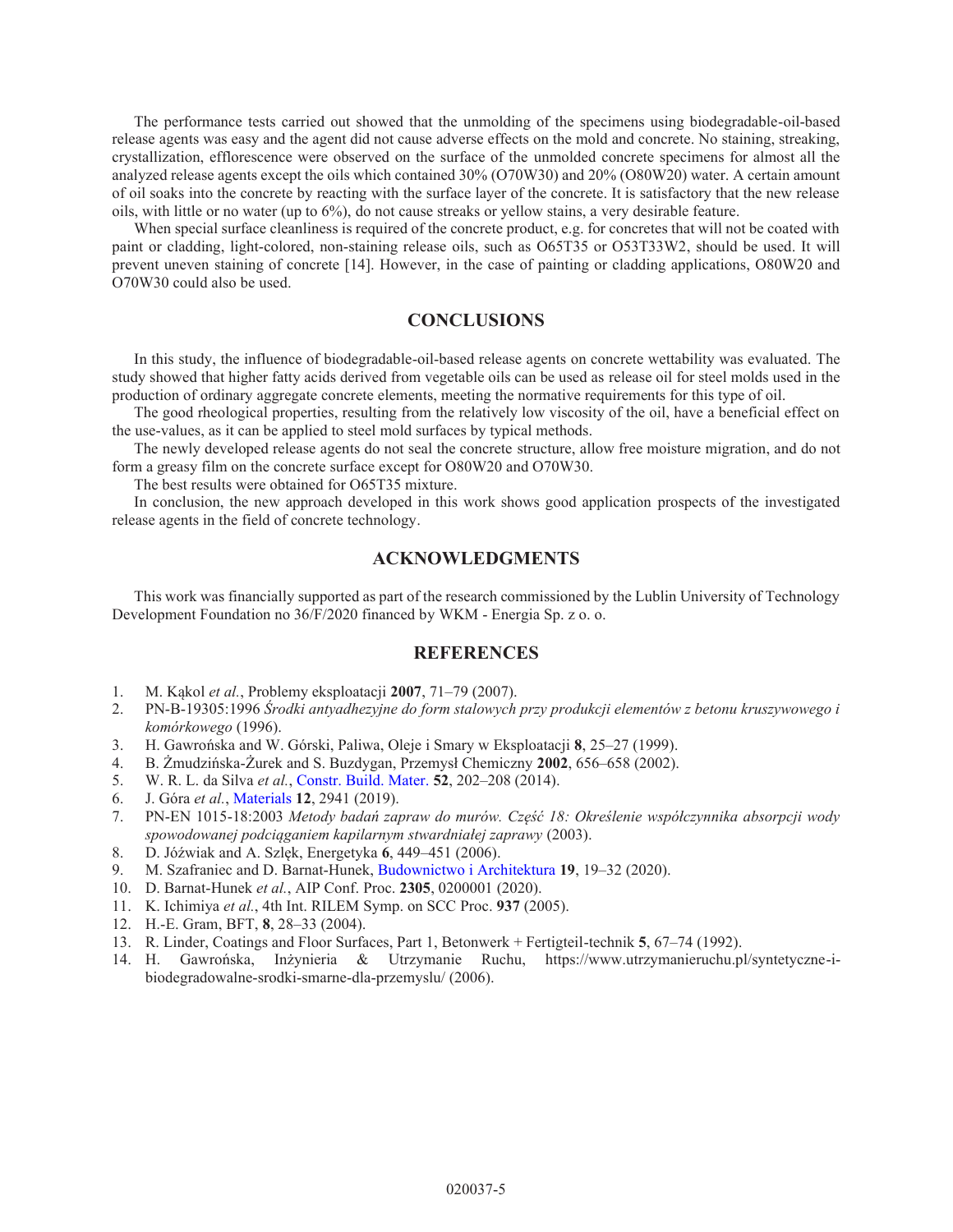The performance tests carried out showed that the unmolding of the specimens using biodegradable-oil-based release agents was easy and the agent did not cause adverse effects on the mold and concrete. No staining, streaking, crystallization, efflorescence were observed on the surface of the unmolded concrete specimens for almost all the analyzed release agents except the oils which contained 30% (O70W30) and 20% (O80W20) water. A certain amount of oil soaks into the concrete by reacting with the surface layer of the concrete. It is satisfactory that the new release oils, with little or no water (up to 6%), do not cause streaks or yellow stains, a very desirable feature.

When special surface cleanliness is required of the concrete product, e.g. for concretes that will not be coated with paint or cladding, light-colored, non-staining release oils, such as O65T35 or O53T33W2, should be used. It will prevent uneven staining of concrete [14]. However, in the case of painting or cladding applications, O80W20 and O70W30 could also be used.

## CONCLUSIONS

In this study, the influence of biodegradable-oil-based release agents on concrete wettability was evaluated. The study showed that higher fatty acids derived from vegetable oils can be used as release oil for steel molds used in the production of ordinary aggregate concrete elements, meeting the normative requirements for this type of oil.

The good rheological properties, resulting from the relatively low viscosity of the oil, have a beneficial effect on the use-values, as it can be applied to steel mold surfaces by typical methods.

The newly developed release agents do not seal the concrete structure, allow free moisture migration, and do not form a greasy film on the concrete surface except for O80W20 and O70W30.

The best results were obtained for O65T35 mixture.

In conclusion, the new approach developed in this work shows good application prospects of the investigated release agents in the field of concrete technology.

## ACKNOWLEDGMENTS

This work was financially supported as part of the research commissioned by the Lublin University of Technology Development Foundation no 36/F/2020 financed by WKM - Energia Sp. z o. o.

## REFERENCES

1. M. Kąkol *et al.*, Problemy eksploatacji **2007**, 71–79 (2007).
2. PN-B-19305:1996 *Środki antyadhezyjne do form stalowych przy produkcji elementów z betonu kruszywowego i komórkowego* (1996).
3. H. Gawrońska and W. Górski, Paliwa, Oleje i Smary w Eksploatacji **8**, 25–27 (1999).
4. B. Żmudzińska-Żurek and S. Buzdygan, Przemysł Chemiczny **2002**, 656–658 (2002).
5. W. R. L. da Silva *et al.*, Constr. Build. Mater. **52**, 202–208 (2014).
6. J. Góra *et al.*, Materials **12**, 2941 (2019).
7. PN-EN 1015-18:2003 *Metody badań zapraw do murów. Część 18: Określenie współczynnika absorpcji wody spowodowanej podciąganiem kapilarnym stwardniałej zaprawy* (2003).
8. D. Jóźwiak and A. Szlęk, Energetyka **6**, 449–451 (2006).
9. M. Szafraniec and D. Barnat-Hunek, Budownictwo i Architektura **19**, 19–32 (2020).
10. D. Barnat-Hunek *et al.*, AIP Conf. Proc. **2305**, 0200001 (2020).
11. K. Ichimiya *et al.*, 4th Int. RILEM Symp. on SCC Proc. **937** (2005).
12. H.-E. Gram, BFT, **8**, 28–33 (2004).
13. R. Linder, Coatings and Floor Surfaces, Part 1, Betonwerk + Fertigteil-technik **5**, 67–74 (1992).
14. H. Gawrońska, Inżynieria & Utrzymanie Ruchu, https://www.utrzymanieruchu.pl/syntetyczne-i-biodegradowalne-srodki-smarne-dla-przemyslu/ (2006).